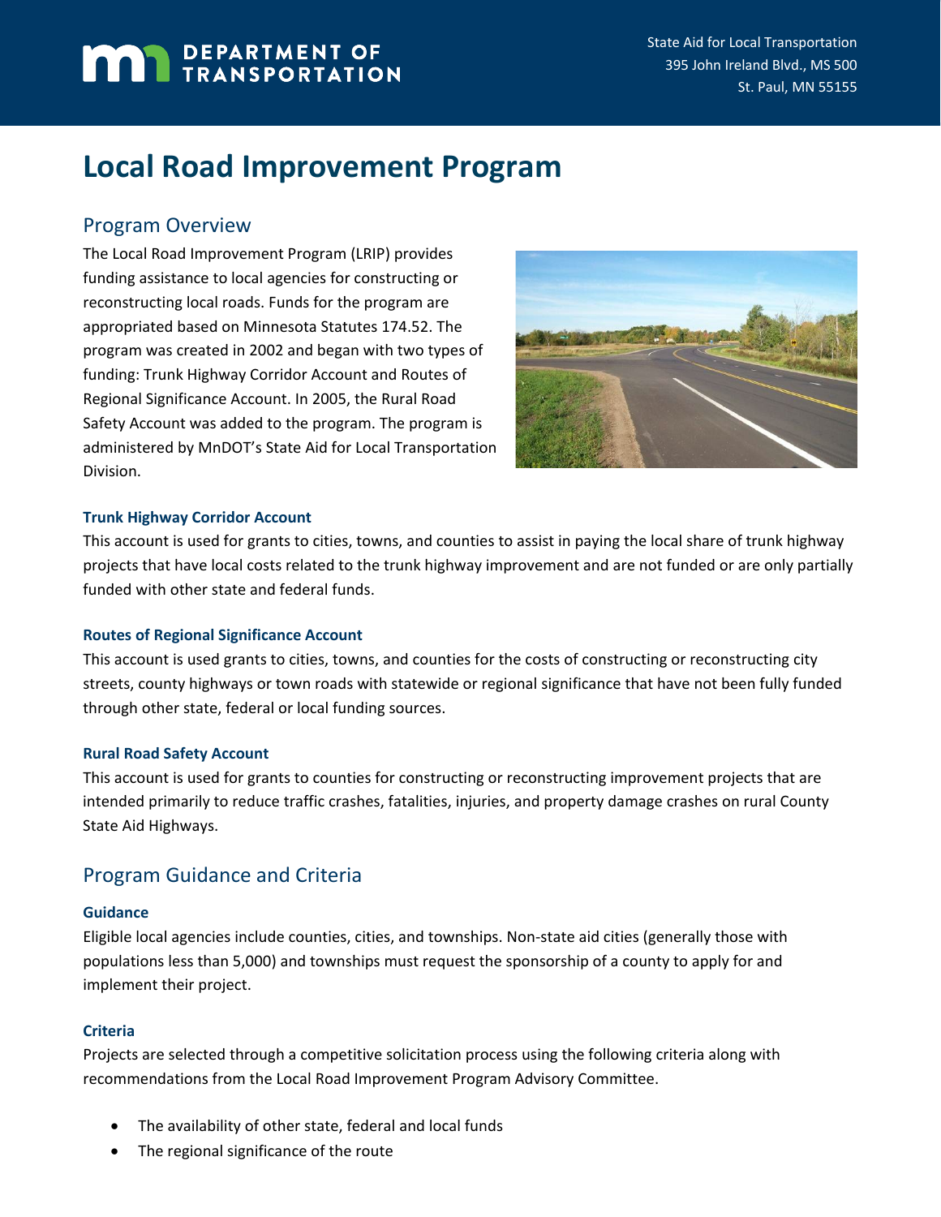Department of Transportation

State Aid for Local Transportation
395 John Ireland Blvd., MS 500
St. Paul, MN 55155

# Local Road Improvement Program

## Program Overview

The Local Road Improvement Program (LRIP) provides funding assistance to local agencies for constructing or reconstructing local roads. Funds for the program are appropriated based on Minnesota Statutes 174.52. The program was created in 2002 and began with two types of funding: Trunk Highway Corridor Account and Routes of Regional Significance Account. In 2005, the Rural Road Safety Account was added to the program. The program is administered by MnDOT's State Aid for Local Transportation Division.

### Trunk Highway Corridor Account

This account is used for grants to cities, towns, and counties to assist in paying the local share of trunk highway projects that have local costs related to the trunk highway improvement and are not funded or are only partially funded with other state and federal funds.

### Routes of Regional Significance Account

This account is used grants to cities, towns, and counties for the costs of constructing or reconstructing city streets, county highways or town roads with statewide or regional significance that have not been fully funded through other state, federal or local funding sources.

### Rural Road Safety Account

This account is used for grants to counties for constructing or reconstructing improvement projects that are intended primarily to reduce traffic crashes, fatalities, injuries, and property damage crashes on rural County State Aid Highways.

## Program Guidance and Criteria

### Guidance

Eligible local agencies include counties, cities, and townships. Non-state aid cities (generally those with populations less than 5,000) and townships must request the sponsorship of a county to apply for and implement their project.

### Criteria

Projects are selected through a competitive solicitation process using the following criteria along with recommendations from the Local Road Improvement Program Advisory Committee.

- The availability of other state, federal and local funds
- The regional significance of the route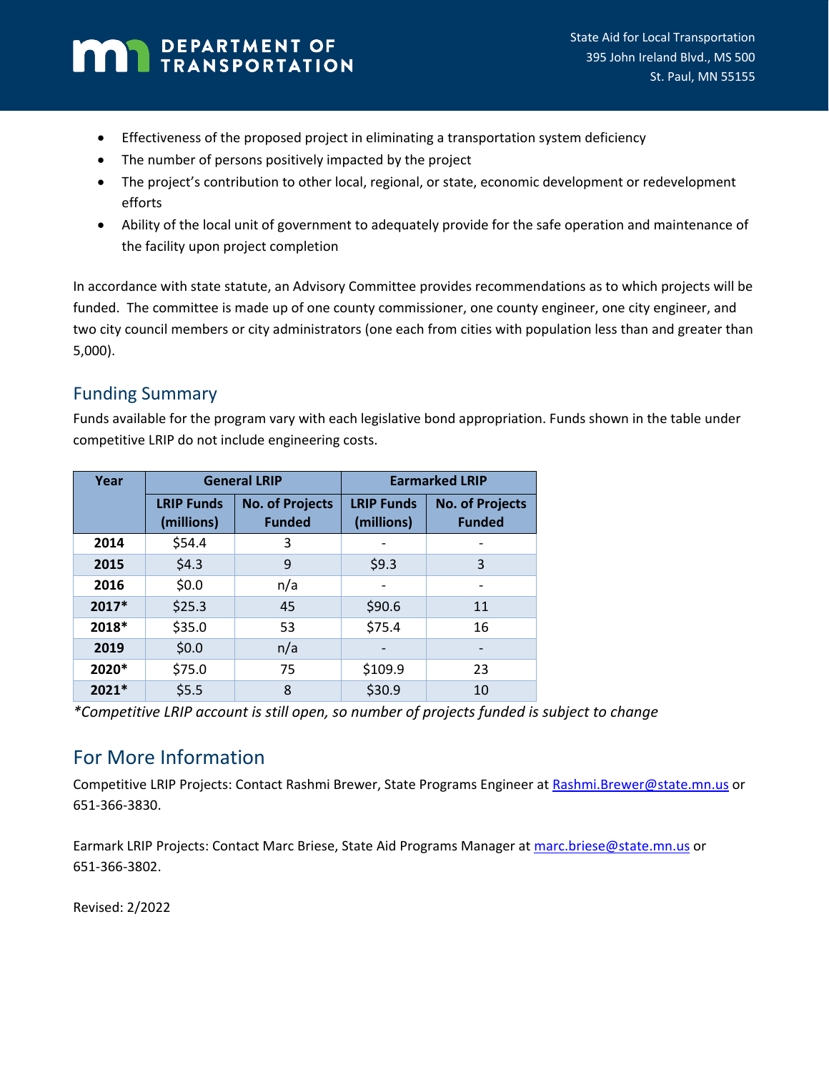- Effectiveness of the proposed project in eliminating a transportation system deficiency
- The number of persons positively impacted by the project
- The project's contribution to other local, regional, or state, economic development or redevelopment efforts
- Ability of the local unit of government to adequately provide for the safe operation and maintenance of the facility upon project completion

In accordance with state statute, an Advisory Committee provides recommendations as to which projects will be funded. The committee is made up of one county commissioner, one county engineer, one city engineer, and two city council members or city administrators (one each from cities with population less than and greater than 5,000).

## Funding Summary

Funds available for the program vary with each legislative bond appropriation. Funds shown in the table under competitive LRIP do not include engineering costs.

| Year | General LRIP | | Earmarked LRIP | |
|---|---|---|---|---|
| | LRIP Funds (millions) | No. of Projects Funded | LRIP Funds (millions) | No. of Projects Funded |
| **2014** | $54.4 | 3 | - | - |
| **2015** | $4.3 | 9 | $9.3 | 3 |
| **2016** | $0.0 | n/a | - | - |
| **2017*** | $25.3 | 45 | $90.6 | 11 |
| **2018*** | $35.0 | 53 | $75.4 | 16 |
| **2019** | $0.0 | n/a | - | - |
| **2020*** | $75.0 | 75 | $109.9 | 23 |
| **2021*** | $5.5 | 8 | $30.9 | 10 |

*\*Competitive LRIP account is still open, so number of projects funded is subject to change*

## For More Information

Competitive LRIP Projects: Contact Rashmi Brewer, State Programs Engineer at Rashmi.Brewer@state.mn.us or 651-366-3830.

Earmark LRIP Projects: Contact Marc Briese, State Aid Programs Manager at marc.briese@state.mn.us or 651-366-3802.

Revised: 2/2022